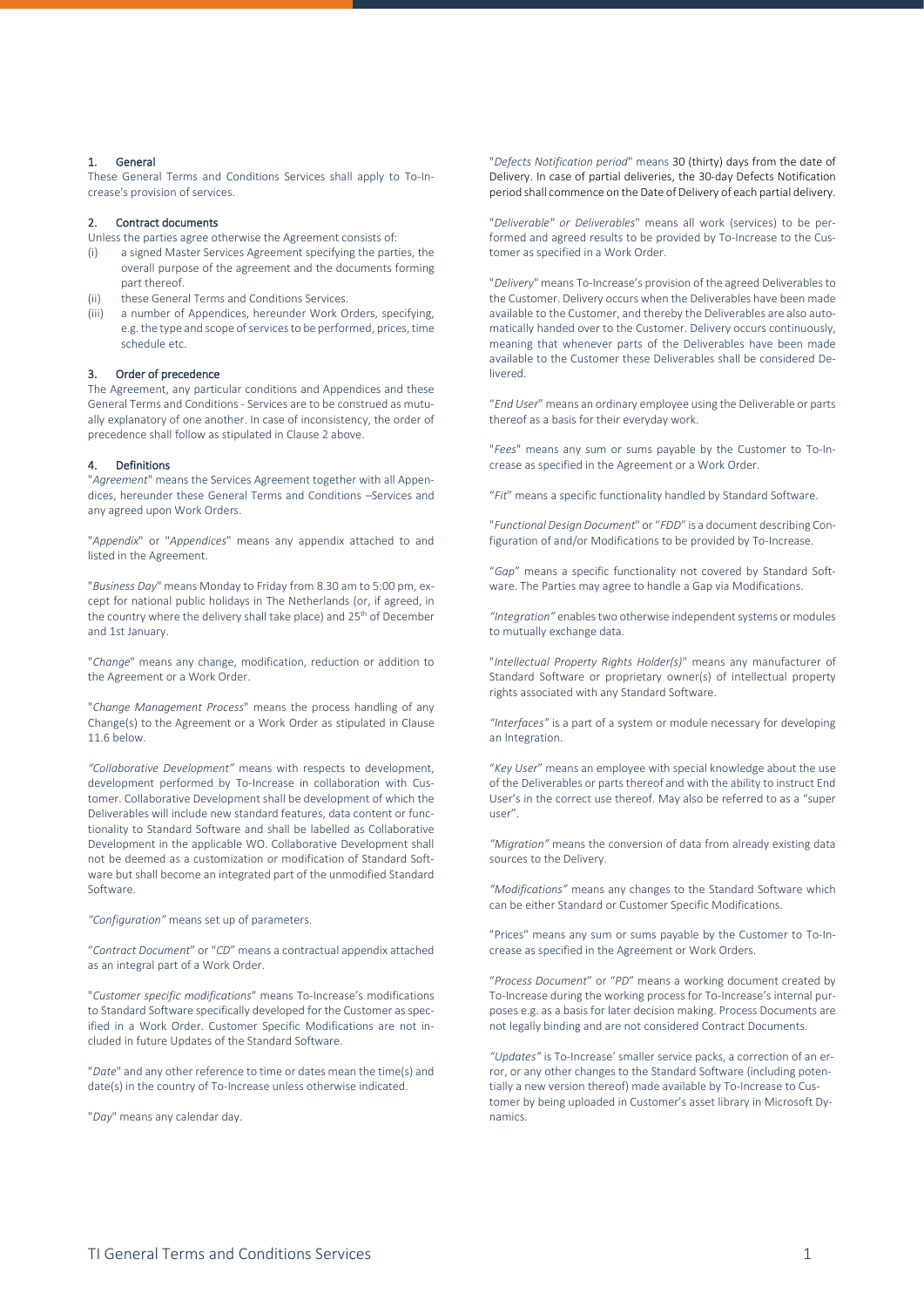## 1. General

These General Terms and Conditions Services shall apply to To-Increase's provision of services.

## 2. Contract documents

Unless the parties agree otherwise the Agreement consists of:

(i) a signed Master Services Agreement specifying the parties, the overall purpose of the agreement and the documents forming part thereof.

(ii) these General Terms and Conditions Services.

(iii) a number of Appendices, hereunder Work Orders, specifying, e.g. the type and scope of services to be performed, prices, time schedule etc.

## 3. Order of precedence

The Agreement, any particular conditions and Appendices and these General Terms and Conditions - Services are to be construed as mutually explanatory of one another. In case of inconsistency, the order of precedence shall follow as stipulated in Clause 2 above.

## 4. Definitions

"*Agreement*" means the Services Agreement together with all Appendices, hereunder these General Terms and Conditions –Services and any agreed upon Work Orders.

"*Appendix*" or "*Appendices*" means any appendix attached to and listed in the Agreement.

"*Business Day*" means Monday to Friday from 8.30 am to 5:00 pm, except for national public holidays in The Netherlands (or, if agreed, in the country where the delivery shall take place) and 25th of December and 1st January.

"*Change*" means any change, modification, reduction or addition to the Agreement or a Work Order.

"*Change Management Process*" means the process handling of any Change(s) to the Agreement or a Work Order as stipulated in Clause 11.6 below.

*"Collaborative Development"* means with respects to development, development performed by To-Increase in collaboration with Customer. Collaborative Development shall be development of which the Deliverables will include new standard features, data content or functionality to Standard Software and shall be labelled as Collaborative Development in the applicable WO. Collaborative Development shall not be deemed as a customization or modification of Standard Software but shall become an integrated part of the unmodified Standard Software.

*"Configuration"* means set up of parameters.

"*Contract Document*" or "*CD*" means a contractual appendix attached as an integral part of a Work Order.

"*Customer specific modifications*" means To-Increase's modifications to Standard Software specifically developed for the Customer as specified in a Work Order. Customer Specific Modifications are not included in future Updates of the Standard Software.

"*Date*" and any other reference to time or dates mean the time(s) and date(s) in the country of To-Increase unless otherwise indicated.

"*Day*" means any calendar day.

"*Defects Notification period*" means 30 (thirty) days from the date of Delivery. In case of partial deliveries, the 30-day Defects Notification period shall commence on the Date of Delivery of each partial delivery.

"*Deliverable" or Deliverables*" means all work (services) to be performed and agreed results to be provided by To-Increase to the Customer as specified in a Work Order.

"*Delivery*" means To-Increase's provision of the agreed Deliverables to the Customer. Delivery occurs when the Deliverables have been made available to the Customer, and thereby the Deliverables are also automatically handed over to the Customer. Delivery occurs continuously, meaning that whenever parts of the Deliverables have been made available to the Customer these Deliverables shall be considered Delivered.

"*End User*" means an ordinary employee using the Deliverable or parts thereof as a basis for their everyday work.

"*Fees*" means any sum or sums payable by the Customer to To-Increase as specified in the Agreement or a Work Order.

"*Fit*" means a specific functionality handled by Standard Software.

"*Functional Design Document*" or "*FDD*" is a document describing Configuration of and/or Modifications to be provided by To-Increase.

"*Gap*" means a specific functionality not covered by Standard Software. The Parties may agree to handle a Gap via Modifications.

*"Integration"* enables two otherwise independent systems or modules to mutually exchange data.

"*Intellectual Property Rights Holder(s)*" means any manufacturer of Standard Software or proprietary owner(s) of intellectual property rights associated with any Standard Software.

*"Interfaces"* is a part of a system or module necessary for developing an Integration.

"*Key User*" means an employee with special knowledge about the use of the Deliverables or parts thereof and with the ability to instruct End User's in the correct use thereof. May also be referred to as a "super user".

*"Migration"* means the conversion of data from already existing data sources to the Delivery.

*"Modifications"* means any changes to the Standard Software which can be either Standard or Customer Specific Modifications.

"Prices" means any sum or sums payable by the Customer to To-Increase as specified in the Agreement or Work Orders.

"*Process Document*" or "*PD*" means a working document created by To-Increase during the working process for To-Increase's internal purposes e.g. as a basis for later decision making. Process Documents are not legally binding and are not considered Contract Documents.

*"Updates"* is To-Increase' smaller service packs, a correction of an error, or any other changes to the Standard Software (including potentially a new version thereof) made available by To-Increase to Customer by being uploaded in Customer's asset library in Microsoft Dynamics.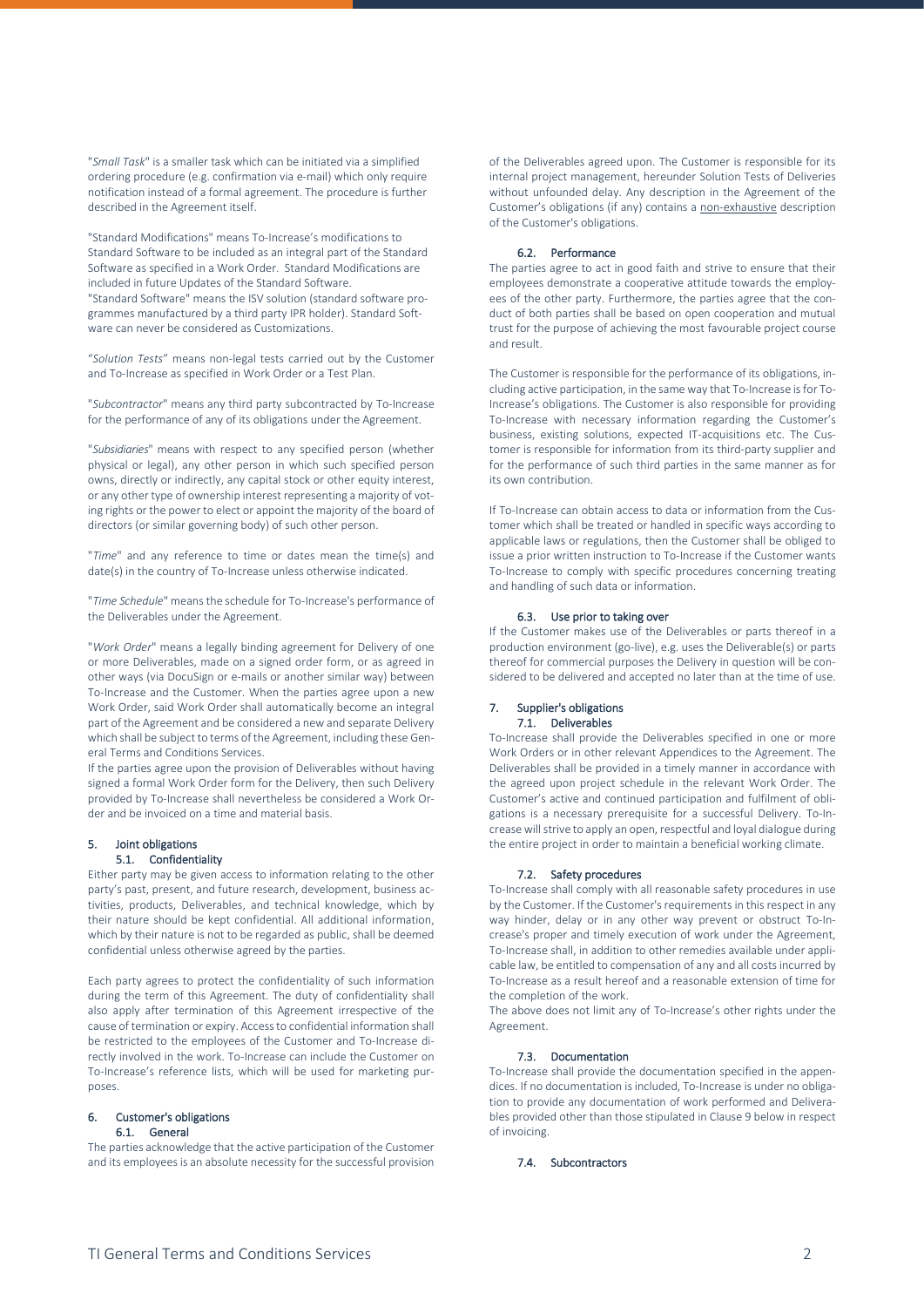"*Small Task*" is a smaller task which can be initiated via a simplified ordering procedure (e.g. confirmation via e-mail) which only require notification instead of a formal agreement. The procedure is further described in the Agreement itself.

"Standard Modifications" means To-Increase's modifications to Standard Software to be included as an integral part of the Standard Software as specified in a Work Order. Standard Modifications are included in future Updates of the Standard Software.
"Standard Software" means the ISV solution (standard software programmes manufactured by a third party IPR holder). Standard Software can never be considered as Customizations.

"*Solution Tests*" means non-legal tests carried out by the Customer and To-Increase as specified in Work Order or a Test Plan.

"*Subcontractor*" means any third party subcontracted by To-Increase for the performance of any of its obligations under the Agreement.

"*Subsidiaries*" means with respect to any specified person (whether physical or legal), any other person in which such specified person owns, directly or indirectly, any capital stock or other equity interest, or any other type of ownership interest representing a majority of voting rights or the power to elect or appoint the majority of the board of directors (or similar governing body) of such other person.

"*Time*" and any reference to time or dates mean the time(s) and date(s) in the country of To-Increase unless otherwise indicated.

"*Time Schedule*" means the schedule for To-Increase's performance of the Deliverables under the Agreement.

"*Work Order*" means a legally binding agreement for Delivery of one or more Deliverables, made on a signed order form, or as agreed in other ways (via DocuSign or e-mails or another similar way) between To-Increase and the Customer. When the parties agree upon a new Work Order, said Work Order shall automatically become an integral part of the Agreement and be considered a new and separate Delivery which shall be subject to terms of the Agreement, including these General Terms and Conditions Services.
If the parties agree upon the provision of Deliverables without having signed a formal Work Order form for the Delivery, then such Delivery provided by To-Increase shall nevertheless be considered a Work Order and be invoiced on a time and material basis.

## 5. Joint obligations

### 5.1. Confidentiality

Either party may be given access to information relating to the other party's past, present, and future research, development, business activities, products, Deliverables, and technical knowledge, which by their nature should be kept confidential. All additional information, which by their nature is not to be regarded as public, shall be deemed confidential unless otherwise agreed by the parties.

Each party agrees to protect the confidentiality of such information during the term of this Agreement. The duty of confidentiality shall also apply after termination of this Agreement irrespective of the cause of termination or expiry. Access to confidential information shall be restricted to the employees of the Customer and To-Increase directly involved in the work. To-Increase can include the Customer on To-Increase's reference lists, which will be used for marketing purposes.

## 6. Customer's obligations

### 6.1. General

The parties acknowledge that the active participation of the Customer and its employees is an absolute necessity for the successful provision of the Deliverables agreed upon. The Customer is responsible for its internal project management, hereunder Solution Tests of Deliveries without unfounded delay. Any description in the Agreement of the Customer's obligations (if any) contains a non-exhaustive description of the Customer's obligations.

### 6.2. Performance

The parties agree to act in good faith and strive to ensure that their employees demonstrate a cooperative attitude towards the employees of the other party. Furthermore, the parties agree that the conduct of both parties shall be based on open cooperation and mutual trust for the purpose of achieving the most favourable project course and result.

The Customer is responsible for the performance of its obligations, including active participation, in the same way that To-Increase is for To-Increase's obligations. The Customer is also responsible for providing To-Increase with necessary information regarding the Customer's business, existing solutions, expected IT-acquisitions etc. The Customer is responsible for information from its third-party supplier and for the performance of such third parties in the same manner as for its own contribution.

If To-Increase can obtain access to data or information from the Customer which shall be treated or handled in specific ways according to applicable laws or regulations, then the Customer shall be obliged to issue a prior written instruction to To-Increase if the Customer wants To-Increase to comply with specific procedures concerning treating and handling of such data or information.

### 6.3. Use prior to taking over

If the Customer makes use of the Deliverables or parts thereof in a production environment (go-live), e.g. uses the Deliverable(s) or parts thereof for commercial purposes the Delivery in question will be considered to be delivered and accepted no later than at the time of use.

## 7. Supplier's obligations

### 7.1. Deliverables

To-Increase shall provide the Deliverables specified in one or more Work Orders or in other relevant Appendices to the Agreement. The Deliverables shall be provided in a timely manner in accordance with the agreed upon project schedule in the relevant Work Order. The Customer's active and continued participation and fulfilment of obligations is a necessary prerequisite for a successful Delivery. To-Increase will strive to apply an open, respectful and loyal dialogue during the entire project in order to maintain a beneficial working climate.

### 7.2. Safety procedures

To-Increase shall comply with all reasonable safety procedures in use by the Customer. If the Customer's requirements in this respect in any way hinder, delay or in any other way prevent or obstruct To-Increase's proper and timely execution of work under the Agreement, To-Increase shall, in addition to other remedies available under applicable law, be entitled to compensation of any and all costs incurred by To-Increase as a result hereof and a reasonable extension of time for the completion of the work.
The above does not limit any of To-Increase's other rights under the Agreement.

### 7.3. Documentation

To-Increase shall provide the documentation specified in the appendices. If no documentation is included, To-Increase is under no obligation to provide any documentation of work performed and Deliverables provided other than those stipulated in Clause 9 below in respect of invoicing.

### 7.4. Subcontractors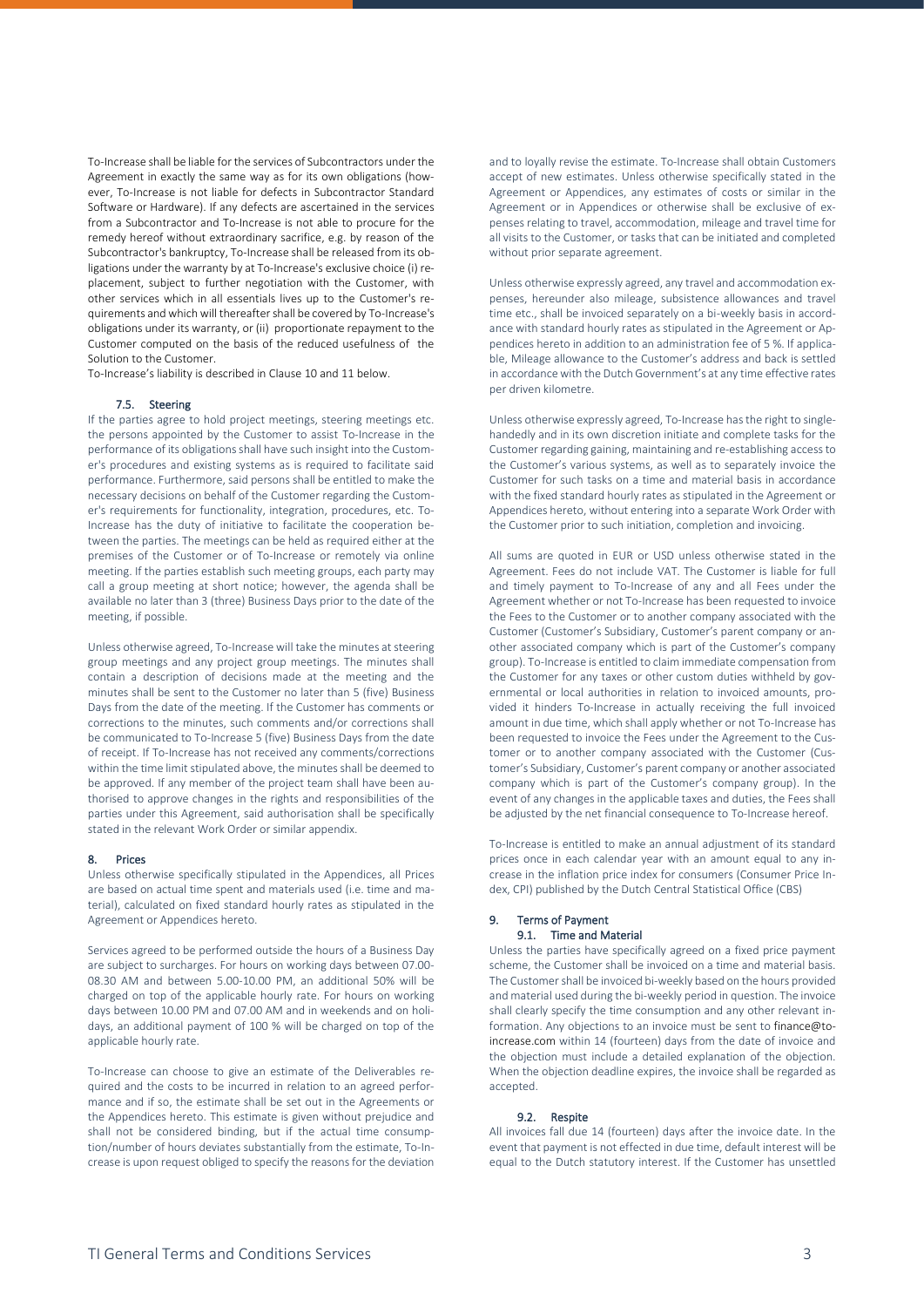To-Increase shall be liable for the services of Subcontractors under the Agreement in exactly the same way as for its own obligations (however, To-Increase is not liable for defects in Subcontractor Standard Software or Hardware). If any defects are ascertained in the services from a Subcontractor and To-Increase is not able to procure for the remedy hereof without extraordinary sacrifice, e.g. by reason of the Subcontractor's bankruptcy, To-Increase shall be released from its obligations under the warranty by at To-Increase's exclusive choice (i) replacement, subject to further negotiation with the Customer, with other services which in all essentials lives up to the Customer's requirements and which will thereafter shall be covered by To-Increase's obligations under its warranty, or (ii) proportionate repayment to the Customer computed on the basis of the reduced usefulness of the Solution to the Customer.

To-Increase's liability is described in Clause 10 and 11 below.

### 7.5. Steering

If the parties agree to hold project meetings, steering meetings etc. the persons appointed by the Customer to assist To-Increase in the performance of its obligations shall have such insight into the Customer's procedures and existing systems as is required to facilitate said performance. Furthermore, said persons shall be entitled to make the necessary decisions on behalf of the Customer regarding the Customer's requirements for functionality, integration, procedures, etc. To-Increase has the duty of initiative to facilitate the cooperation between the parties. The meetings can be held as required either at the premises of the Customer or of To-Increase or remotely via online meeting. If the parties establish such meeting groups, each party may call a group meeting at short notice; however, the agenda shall be available no later than 3 (three) Business Days prior to the date of the meeting, if possible.

Unless otherwise agreed, To-Increase will take the minutes at steering group meetings and any project group meetings. The minutes shall contain a description of decisions made at the meeting and the minutes shall be sent to the Customer no later than 5 (five) Business Days from the date of the meeting. If the Customer has comments or corrections to the minutes, such comments and/or corrections shall be communicated to To-Increase 5 (five) Business Days from the date of receipt. If To-Increase has not received any comments/corrections within the time limit stipulated above, the minutes shall be deemed to be approved. If any member of the project team shall have been authorised to approve changes in the rights and responsibilities of the parties under this Agreement, said authorisation shall be specifically stated in the relevant Work Order or similar appendix.

## 8. Prices

Unless otherwise specifically stipulated in the Appendices, all Prices are based on actual time spent and materials used (i.e. time and material), calculated on fixed standard hourly rates as stipulated in the Agreement or Appendices hereto.

Services agreed to be performed outside the hours of a Business Day are subject to surcharges. For hours on working days between 07.00-08.30 AM and between 5.00-10.00 PM, an additional 50% will be charged on top of the applicable hourly rate. For hours on working days between 10.00 PM and 07.00 AM and in weekends and on holidays, an additional payment of 100 % will be charged on top of the applicable hourly rate.

To-Increase can choose to give an estimate of the Deliverables required and the costs to be incurred in relation to an agreed performance and if so, the estimate shall be set out in the Agreements or the Appendices hereto. This estimate is given without prejudice and shall not be considered binding, but if the actual time consumption/number of hours deviates substantially from the estimate, To-Increase is upon request obliged to specify the reasons for the deviation and to loyally revise the estimate. To-Increase shall obtain Customers accept of new estimates. Unless otherwise specifically stated in the Agreement or Appendices, any estimates of costs or similar in the Agreement or in Appendices or otherwise shall be exclusive of expenses relating to travel, accommodation, mileage and travel time for all visits to the Customer, or tasks that can be initiated and completed without prior separate agreement.

Unless otherwise expressly agreed, any travel and accommodation expenses, hereunder also mileage, subsistence allowances and travel time etc., shall be invoiced separately on a bi-weekly basis in accordance with standard hourly rates as stipulated in the Agreement or Appendices hereto in addition to an administration fee of 5 %. If applicable, Mileage allowance to the Customer's address and back is settled in accordance with the Dutch Government's at any time effective rates per driven kilometre.

Unless otherwise expressly agreed, To-Increase has the right to single-handedly and in its own discretion initiate and complete tasks for the Customer regarding gaining, maintaining and re-establishing access to the Customer's various systems, as well as to separately invoice the Customer for such tasks on a time and material basis in accordance with the fixed standard hourly rates as stipulated in the Agreement or Appendices hereto, without entering into a separate Work Order with the Customer prior to such initiation, completion and invoicing.

All sums are quoted in EUR or USD unless otherwise stated in the Agreement. Fees do not include VAT. The Customer is liable for full and timely payment to To-Increase of any and all Fees under the Agreement whether or not To-Increase has been requested to invoice the Fees to the Customer or to another company associated with the Customer (Customer's Subsidiary, Customer's parent company or another associated company which is part of the Customer's company group). To-Increase is entitled to claim immediate compensation from the Customer for any taxes or other custom duties withheld by governmental or local authorities in relation to invoiced amounts, provided it hinders To-Increase in actually receiving the full invoiced amount in due time, which shall apply whether or not To-Increase has been requested to invoice the Fees under the Agreement to the Customer or to another company associated with the Customer (Customer's Subsidiary, Customer's parent company or another associated company which is part of the Customer's company group). In the event of any changes in the applicable taxes and duties, the Fees shall be adjusted by the net financial consequence to To-Increase hereof.

To-Increase is entitled to make an annual adjustment of its standard prices once in each calendar year with an amount equal to any increase in the inflation price index for consumers (Consumer Price Index, CPI) published by the Dutch Central Statistical Office (CBS)

## 9. Terms of Payment

### 9.1. Time and Material

Unless the parties have specifically agreed on a fixed price payment scheme, the Customer shall be invoiced on a time and material basis. The Customer shall be invoiced bi-weekly based on the hours provided and material used during the bi-weekly period in question. The invoice shall clearly specify the time consumption and any other relevant information. Any objections to an invoice must be sent to finance@to-increase.com within 14 (fourteen) days from the date of invoice and the objection must include a detailed explanation of the objection. When the objection deadline expires, the invoice shall be regarded as accepted.

### 9.2. Respite

All invoices fall due 14 (fourteen) days after the invoice date. In the event that payment is not effected in due time, default interest will be equal to the Dutch statutory interest. If the Customer has unsettled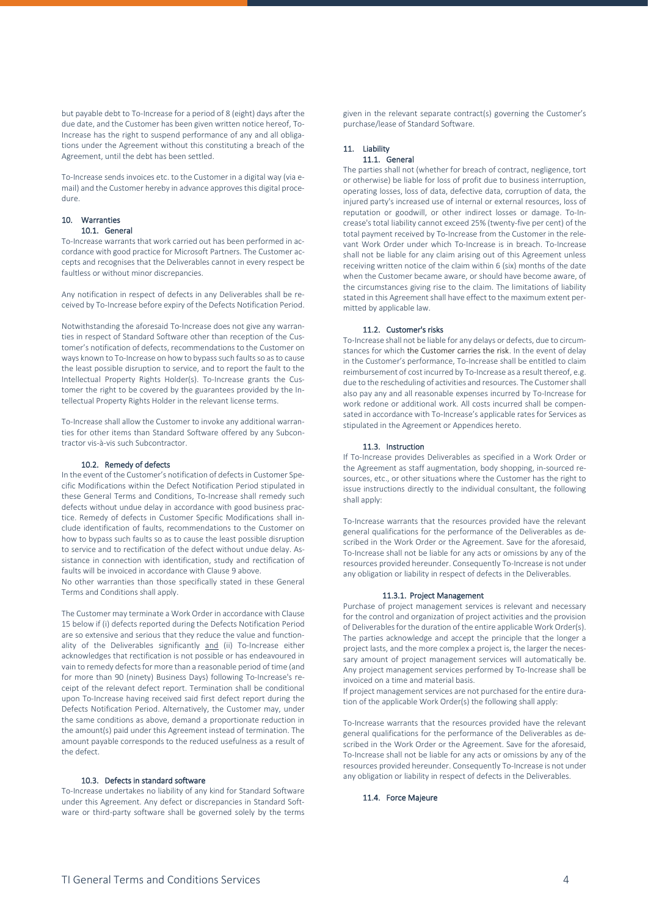but payable debt to To-Increase for a period of 8 (eight) days after the due date, and the Customer has been given written notice hereof, To-Increase has the right to suspend performance of any and all obligations under the Agreement without this constituting a breach of the Agreement, until the debt has been settled.

To-Increase sends invoices etc. to the Customer in a digital way (via e-mail) and the Customer hereby in advance approves this digital procedure.

## 10. Warranties

### 10.1. General

To-Increase warrants that work carried out has been performed in accordance with good practice for Microsoft Partners. The Customer accepts and recognises that the Deliverables cannot in every respect be faultless or without minor discrepancies.

Any notification in respect of defects in any Deliverables shall be received by To-Increase before expiry of the Defects Notification Period.

Notwithstanding the aforesaid To-Increase does not give any warranties in respect of Standard Software other than reception of the Customer's notification of defects, recommendations to the Customer on ways known to To-Increase on how to bypass such faults so as to cause the least possible disruption to service, and to report the fault to the Intellectual Property Rights Holder(s). To-Increase grants the Customer the right to be covered by the guarantees provided by the Intellectual Property Rights Holder in the relevant license terms.

To-Increase shall allow the Customer to invoke any additional warranties for other items than Standard Software offered by any Subcontractor vis-à-vis such Subcontractor.

### 10.2. Remedy of defects

In the event of the Customer's notification of defects in Customer Specific Modifications within the Defect Notification Period stipulated in these General Terms and Conditions, To-Increase shall remedy such defects without undue delay in accordance with good business practice. Remedy of defects in Customer Specific Modifications shall include identification of faults, recommendations to the Customer on how to bypass such faults so as to cause the least possible disruption to service and to rectification of the defect without undue delay. Assistance in connection with identification, study and rectification of faults will be invoiced in accordance with Clause 9 above.
No other warranties than those specifically stated in these General Terms and Conditions shall apply.

The Customer may terminate a Work Order in accordance with Clause 15 below if (i) defects reported during the Defects Notification Period are so extensive and serious that they reduce the value and functionality of the Deliverables significantly and (ii) To-Increase either acknowledges that rectification is not possible or has endeavoured in vain to remedy defects for more than a reasonable period of time (and for more than 90 (ninety) Business Days) following To-Increase's receipt of the relevant defect report. Termination shall be conditional upon To-Increase having received said first defect report during the Defects Notification Period. Alternatively, the Customer may, under the same conditions as above, demand a proportionate reduction in the amount(s) paid under this Agreement instead of termination. The amount payable corresponds to the reduced usefulness as a result of the defect.

### 10.3. Defects in standard software

To-Increase undertakes no liability of any kind for Standard Software under this Agreement. Any defect or discrepancies in Standard Software or third-party software shall be governed solely by the terms given in the relevant separate contract(s) governing the Customer's purchase/lease of Standard Software.

## 11. Liability

### 11.1. General

The parties shall not (whether for breach of contract, negligence, tort or otherwise) be liable for loss of profit due to business interruption, operating losses, loss of data, defective data, corruption of data, the injured party's increased use of internal or external resources, loss of reputation or goodwill, or other indirect losses or damage. To-Increase's total liability cannot exceed 25% (twenty-five per cent) of the total payment received by To-Increase from the Customer in the relevant Work Order under which To-Increase is in breach. To-Increase shall not be liable for any claim arising out of this Agreement unless receiving written notice of the claim within 6 (six) months of the date when the Customer became aware, or should have become aware, of the circumstances giving rise to the claim. The limitations of liability stated in this Agreement shall have effect to the maximum extent permitted by applicable law.

### 11.2. Customer's risks

To-Increase shall not be liable for any delays or defects, due to circumstances for which the Customer carries the risk. In the event of delay in the Customer's performance, To-Increase shall be entitled to claim reimbursement of cost incurred by To-Increase as a result thereof, e.g. due to the rescheduling of activities and resources. The Customer shall also pay any and all reasonable expenses incurred by To-Increase for work redone or additional work. All costs incurred shall be compensated in accordance with To-Increase's applicable rates for Services as stipulated in the Agreement or Appendices hereto.

### 11.3. Instruction

If To-Increase provides Deliverables as specified in a Work Order or the Agreement as staff augmentation, body shopping, in-sourced resources, etc., or other situations where the Customer has the right to issue instructions directly to the individual consultant, the following shall apply:

To-Increase warrants that the resources provided have the relevant general qualifications for the performance of the Deliverables as described in the Work Order or the Agreement. Save for the aforesaid, To-Increase shall not be liable for any acts or omissions by any of the resources provided hereunder. Consequently To-Increase is not under any obligation or liability in respect of defects in the Deliverables.

#### 11.3.1. Project Management

Purchase of project management services is relevant and necessary for the control and organization of project activities and the provision of Deliverables for the duration of the entire applicable Work Order(s). The parties acknowledge and accept the principle that the longer a project lasts, and the more complex a project is, the larger the necessary amount of project management services will automatically be. Any project management services performed by To-Increase shall be invoiced on a time and material basis.
If project management services are not purchased for the entire duration of the applicable Work Order(s) the following shall apply:

To-Increase warrants that the resources provided have the relevant general qualifications for the performance of the Deliverables as described in the Work Order or the Agreement. Save for the aforesaid, To-Increase shall not be liable for any acts or omissions by any of the resources provided hereunder. Consequently To-Increase is not under any obligation or liability in respect of defects in the Deliverables.

### 11.4. Force Majeure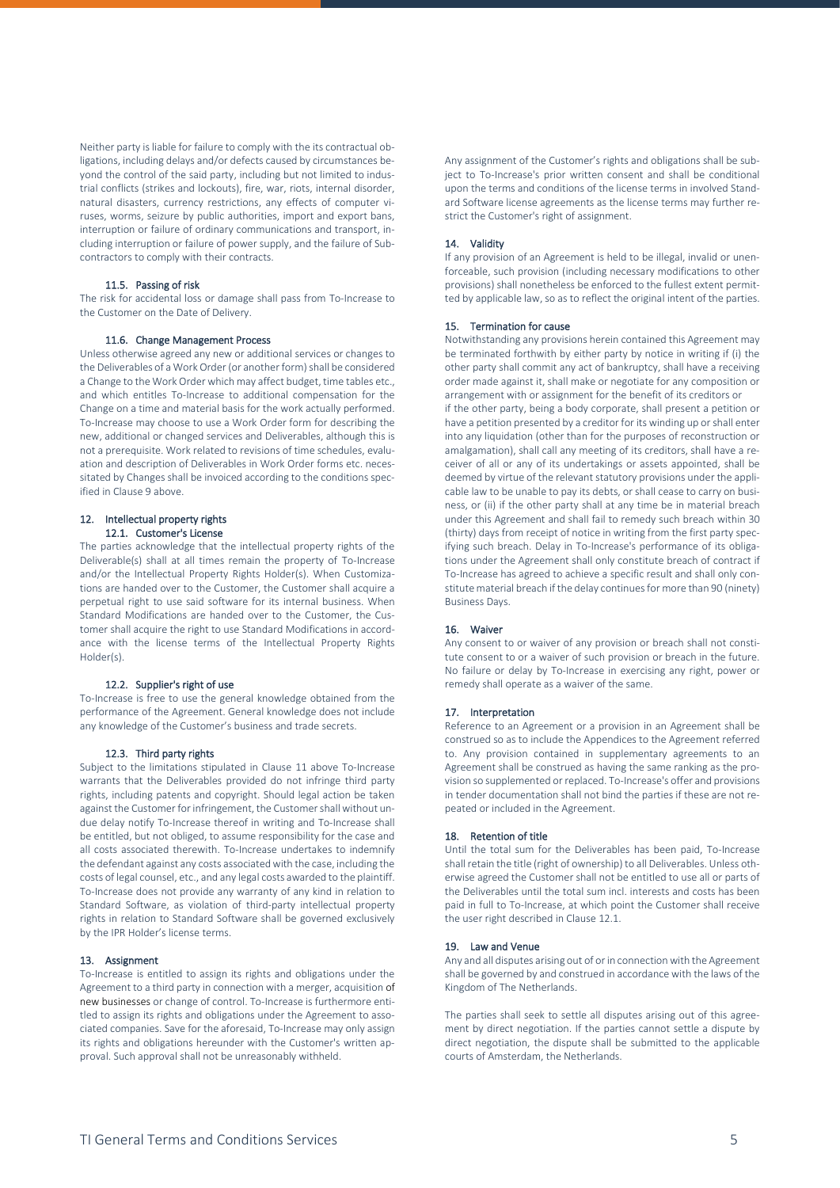Neither party is liable for failure to comply with the its contractual obligations, including delays and/or defects caused by circumstances beyond the control of the said party, including but not limited to industrial conflicts (strikes and lockouts), fire, war, riots, internal disorder, natural disasters, currency restrictions, any effects of computer viruses, worms, seizure by public authorities, import and export bans, interruption or failure of ordinary communications and transport, including interruption or failure of power supply, and the failure of Subcontractors to comply with their contracts.

#### 11.5. Passing of risk

The risk for accidental loss or damage shall pass from To-Increase to the Customer on the Date of Delivery.

#### 11.6. Change Management Process

Unless otherwise agreed any new or additional services or changes to the Deliverables of a Work Order (or another form) shall be considered a Change to the Work Order which may affect budget, time tables etc., and which entitles To-Increase to additional compensation for the Change on a time and material basis for the work actually performed. To-Increase may choose to use a Work Order form for describing the new, additional or changed services and Deliverables, although this is not a prerequisite. Work related to revisions of time schedules, evaluation and description of Deliverables in Work Order forms etc. necessitated by Changes shall be invoiced according to the conditions specified in Clause 9 above.

### 12. Intellectual property rights

#### 12.1. Customer's License

The parties acknowledge that the intellectual property rights of the Deliverable(s) shall at all times remain the property of To-Increase and/or the Intellectual Property Rights Holder(s). When Customizations are handed over to the Customer, the Customer shall acquire a perpetual right to use said software for its internal business. When Standard Modifications are handed over to the Customer, the Customer shall acquire the right to use Standard Modifications in accordance with the license terms of the Intellectual Property Rights Holder(s).

#### 12.2. Supplier's right of use

To-Increase is free to use the general knowledge obtained from the performance of the Agreement. General knowledge does not include any knowledge of the Customer's business and trade secrets.

#### 12.3. Third party rights

Subject to the limitations stipulated in Clause 11 above To-Increase warrants that the Deliverables provided do not infringe third party rights, including patents and copyright. Should legal action be taken against the Customer for infringement, the Customer shall without undue delay notify To-Increase thereof in writing and To-Increase shall be entitled, but not obliged, to assume responsibility for the case and all costs associated therewith. To-Increase undertakes to indemnify the defendant against any costs associated with the case, including the costs of legal counsel, etc., and any legal costs awarded to the plaintiff. To-Increase does not provide any warranty of any kind in relation to Standard Software, as violation of third-party intellectual property rights in relation to Standard Software shall be governed exclusively by the IPR Holder's license terms.

### 13. Assignment

To-Increase is entitled to assign its rights and obligations under the Agreement to a third party in connection with a merger, acquisition of new businesses or change of control. To-Increase is furthermore entitled to assign its rights and obligations under the Agreement to associated companies. Save for the aforesaid, To-Increase may only assign its rights and obligations hereunder with the Customer's written approval. Such approval shall not be unreasonably withheld.

Any assignment of the Customer's rights and obligations shall be subject to To-Increase's prior written consent and shall be conditional upon the terms and conditions of the license terms in involved Standard Software license agreements as the license terms may further restrict the Customer's right of assignment.

### 14. Validity

If any provision of an Agreement is held to be illegal, invalid or unenforceable, such provision (including necessary modifications to other provisions) shall nonetheless be enforced to the fullest extent permitted by applicable law, so as to reflect the original intent of the parties.

### 15. Termination for cause

Notwithstanding any provisions herein contained this Agreement may be terminated forthwith by either party by notice in writing if (i) the other party shall commit any act of bankruptcy, shall have a receiving order made against it, shall make or negotiate for any composition or arrangement with or assignment for the benefit of its creditors or if the other party, being a body corporate, shall present a petition or have a petition presented by a creditor for its winding up or shall enter into any liquidation (other than for the purposes of reconstruction or amalgamation), shall call any meeting of its creditors, shall have a receiver of all or any of its undertakings or assets appointed, shall be deemed by virtue of the relevant statutory provisions under the applicable law to be unable to pay its debts, or shall cease to carry on business, or (ii) if the other party shall at any time be in material breach under this Agreement and shall fail to remedy such breach within 30 (thirty) days from receipt of notice in writing from the first party specifying such breach. Delay in To-Increase's performance of its obligations under the Agreement shall only constitute breach of contract if To-Increase has agreed to achieve a specific result and shall only constitute material breach if the delay continues for more than 90 (ninety) Business Days.

### 16. Waiver

Any consent to or waiver of any provision or breach shall not constitute consent to or a waiver of such provision or breach in the future. No failure or delay by To-Increase in exercising any right, power or remedy shall operate as a waiver of the same.

### 17. Interpretation

Reference to an Agreement or a provision in an Agreement shall be construed so as to include the Appendices to the Agreement referred to. Any provision contained in supplementary agreements to an Agreement shall be construed as having the same ranking as the provision so supplemented or replaced. To-Increase's offer and provisions in tender documentation shall not bind the parties if these are not repeated or included in the Agreement.

### 18. Retention of title

Until the total sum for the Deliverables has been paid, To-Increase shall retain the title (right of ownership) to all Deliverables. Unless otherwise agreed the Customer shall not be entitled to use all or parts of the Deliverables until the total sum incl. interests and costs has been paid in full to To-Increase, at which point the Customer shall receive the user right described in Clause 12.1.

### 19. Law and Venue

Any and all disputes arising out of or in connection with the Agreement shall be governed by and construed in accordance with the laws of the Kingdom of The Netherlands.

The parties shall seek to settle all disputes arising out of this agreement by direct negotiation. If the parties cannot settle a dispute by direct negotiation, the dispute shall be submitted to the applicable courts of Amsterdam, the Netherlands.